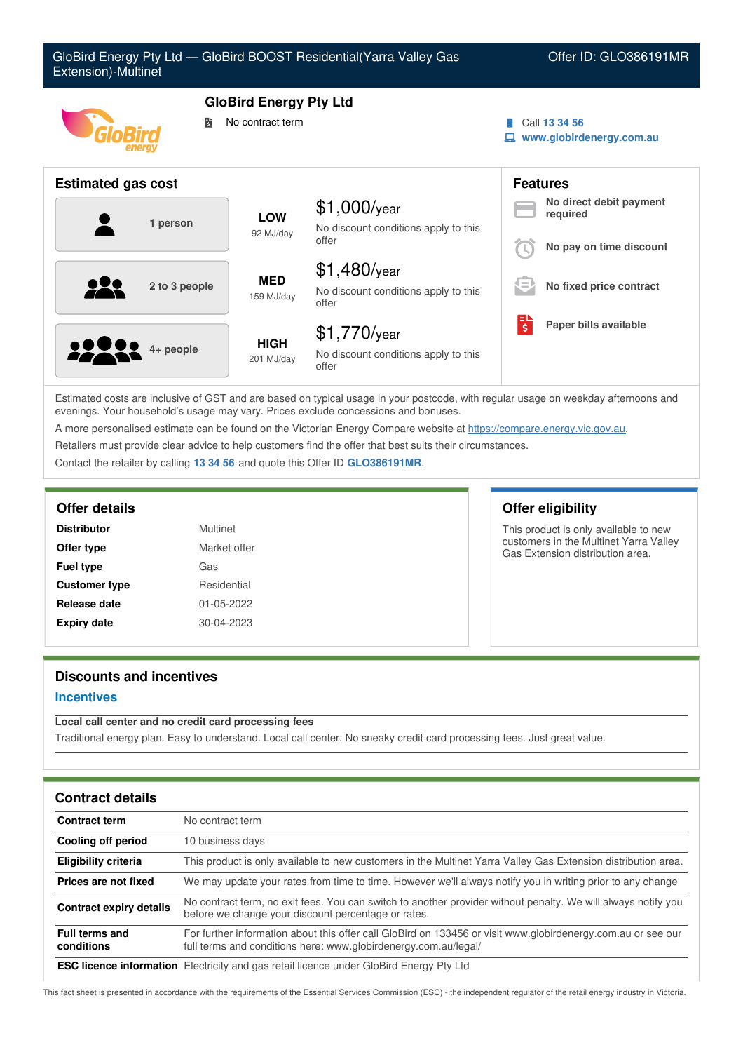GloBird Energy Pty Ltd — GloBird BOOST Residential(Yarra Valley Gas Extension)-Multinet

Offer ID: GLO386191MR

# GloBird Energy Pty Ltd

No contract term

Call 13 34 56
www.globirdenergy.com.au

## Estimated gas cost

| Household | Usage | Estimated cost |
|---|---|---|
| 1 person | LOW 92 MJ/day | $1,000/year No discount conditions apply to this offer |
| 2 to 3 people | MED 159 MJ/day | $1,480/year No discount conditions apply to this offer |
| 4+ people | HIGH 201 MJ/day | $1,770/year No discount conditions apply to this offer |

## Features

- No direct debit payment required
- No pay on time discount
- No fixed price contract
- Paper bills available

Estimated costs are inclusive of GST and are based on typical usage in your postcode, with regular usage on weekday afternoons and evenings. Your household's usage may vary. Prices exclude concessions and bonuses.

A more personalised estimate can be found on the Victorian Energy Compare website at https://compare.energy.vic.gov.au.

Retailers must provide clear advice to help customers find the offer that best suits their circumstances.

Contact the retailer by calling **13 34 56** and quote this Offer ID **GLO386191MR**.

## Offer details

| | |
|---|---|
| **Distributor** | Multinet |
| **Offer type** | Market offer |
| **Fuel type** | Gas |
| **Customer type** | Residential |
| **Release date** | 01-05-2022 |
| **Expiry date** | 30-04-2023 |

## Offer eligibility

This product is only available to new customers in the Multinet Yarra Valley Gas Extension distribution area.

## Discounts and incentives

### Incentives

**Local call center and no credit card processing fees**

Traditional energy plan. Easy to understand. Local call center. No sneaky credit card processing fees. Just great value.

## Contract details

| | |
|---|---|
| **Contract term** | No contract term |
| **Cooling off period** | 10 business days |
| **Eligibility criteria** | This product is only available to new customers in the Multinet Yarra Valley Gas Extension distribution area. |
| **Prices are not fixed** | We may update your rates from time to time. However we'll always notify you in writing prior to any change |
| **Contract expiry details** | No contract term, no exit fees. You can switch to another provider without penalty. We will always notify you before we change your discount percentage or rates. |
| **Full terms and conditions** | For further information about this offer call GloBird on 133456 or visit www.globirdenergy.com.au or see our full terms and conditions here: www.globirdenergy.com.au/legal/ |
| **ESC licence information** | Electricity and gas retail licence under GloBird Energy Pty Ltd |

This fact sheet is presented in accordance with the requirements of the Essential Services Commission (ESC) - the independent regulator of the retail energy industry in Victoria.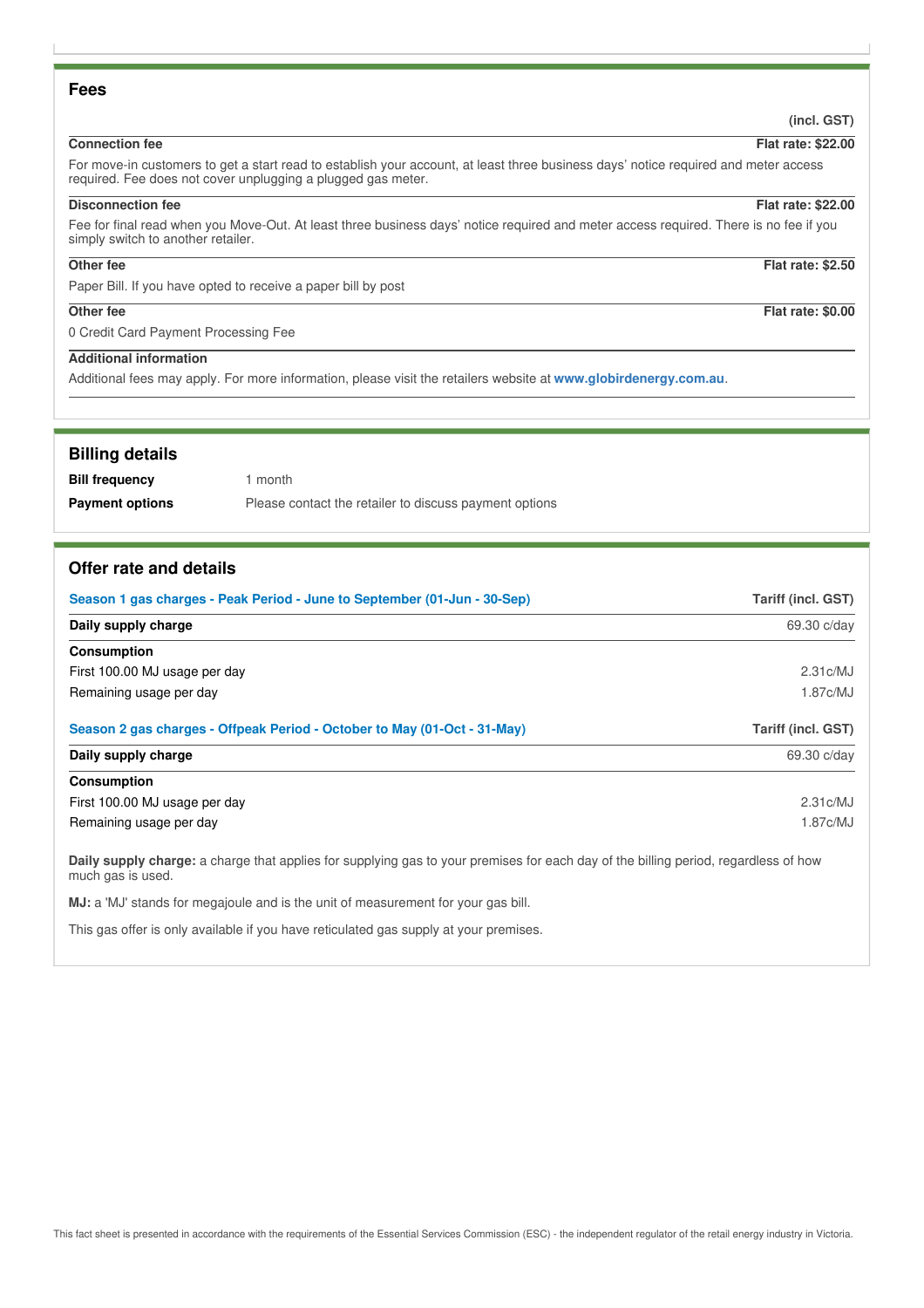## Fees

| | (incl. GST) |
|---|---|
| **Connection fee** | **Flat rate: $22.00** |
| For move-in customers to get a start read to establish your account, at least three business days' notice required and meter access required. Fee does not cover unplugging a plugged gas meter. | |
| **Disconnection fee** | **Flat rate: $22.00** |
| Fee for final read when you Move-Out. At least three business days' notice required and meter access required. There is no fee if you simply switch to another retailer. | |
| **Other fee** | **Flat rate: $2.50** |
| Paper Bill. If you have opted to receive a paper bill by post | |
| **Other fee** | **Flat rate: $0.00** |
| 0 Credit Card Payment Processing Fee | |

**Additional information**

Additional fees may apply. For more information, please visit the retailers website at **www.globirdenergy.com.au**.

## Billing details

**Bill frequency** 1 month

**Payment options** Please contact the retailer to discuss payment options

## Offer rate and details

| Season 1 gas charges - Peak Period - June to September (01-Jun - 30-Sep) | Tariff (incl. GST) |
|---|---|
| **Daily supply charge** | 69.30 c/day |
| **Consumption** | |
| First 100.00 MJ usage per day | 2.31c/MJ |
| Remaining usage per day | 1.87c/MJ |

| Season 2 gas charges - Offpeak Period - October to May (01-Oct - 31-May) | Tariff (incl. GST) |
|---|---|
| **Daily supply charge** | 69.30 c/day |
| **Consumption** | |
| First 100.00 MJ usage per day | 2.31c/MJ |
| Remaining usage per day | 1.87c/MJ |

**Daily supply charge:** a charge that applies for supplying gas to your premises for each day of the billing period, regardless of how much gas is used.

**MJ:** a 'MJ' stands for megajoule and is the unit of measurement for your gas bill.

This gas offer is only available if you have reticulated gas supply at your premises.

This fact sheet is presented in accordance with the requirements of the Essential Services Commission (ESC) - the independent regulator of the retail energy industry in Victoria.